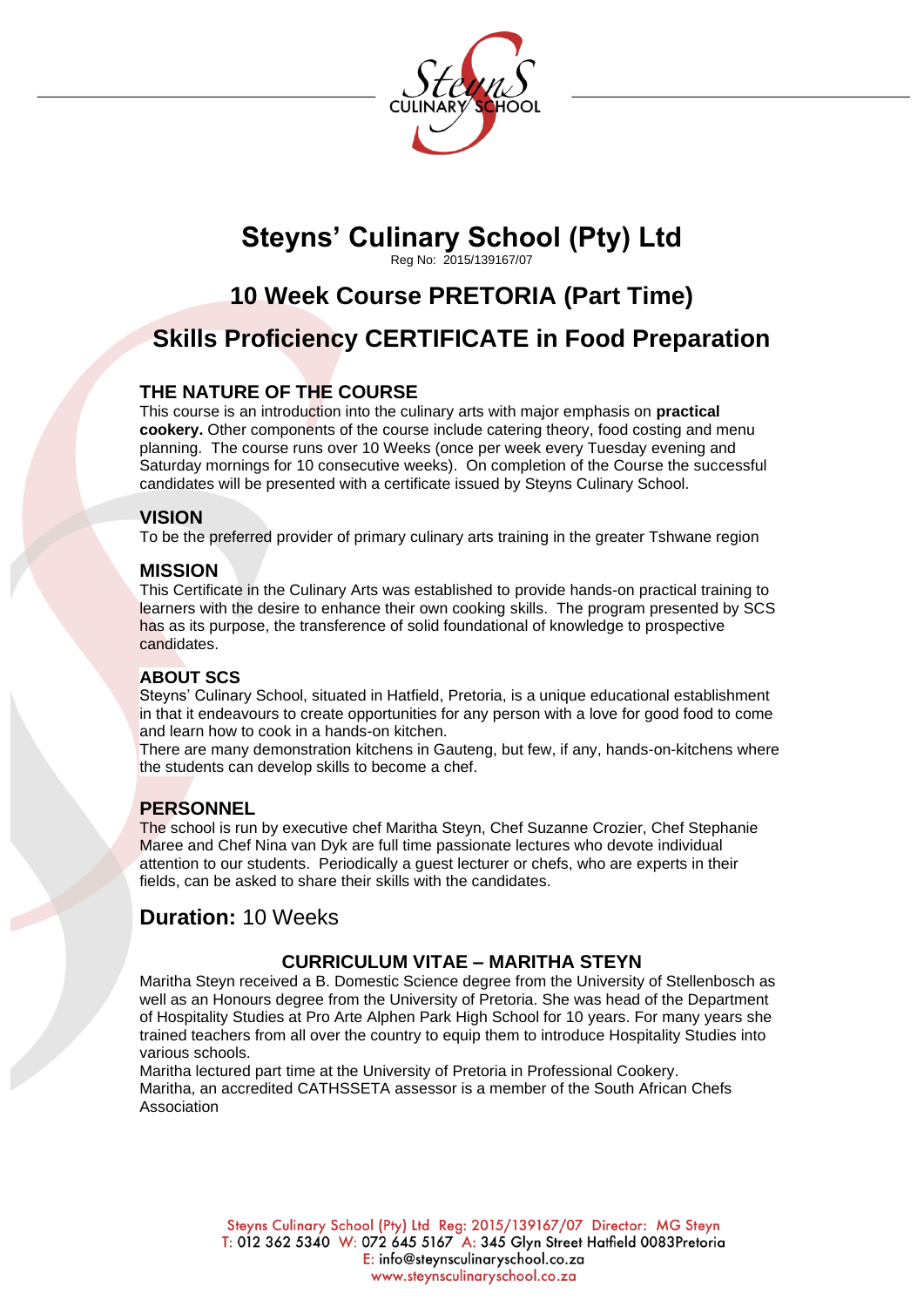# Steyns' Culinary School (Pty) Ltd

Reg No: 2015/139167/07

## 10 Week Course PRETORIA (Part Time)

## Skills Proficiency CERTIFICATE in Food Preparation

### THE NATURE OF THE COURSE

This course is an introduction into the culinary arts with major emphasis on **practical cookery.** Other components of the course include catering theory, food costing and menu planning. The course runs over 10 Weeks (once per week every Tuesday evening and Saturday mornings for 10 consecutive weeks). On completion of the Course the successful candidates will be presented with a certificate issued by Steyns Culinary School.

### VISION

To be the preferred provider of primary culinary arts training in the greater Tshwane region

### MISSION

This Certificate in the Culinary Arts was established to provide hands-on practical training to learners with the desire to enhance their own cooking skills. The program presented by SCS has as its purpose, the transference of solid foundational of knowledge to prospective candidates.

### ABOUT SCS

Steyns' Culinary School, situated in Hatfield, Pretoria, is a unique educational establishment in that it endeavours to create opportunities for any person with a love for good food to come and learn how to cook in a hands-on kitchen.

There are many demonstration kitchens in Gauteng, but few, if any, hands-on-kitchens where the students can develop skills to become a chef.

### PERSONNEL

The school is run by executive chef Maritha Steyn, Chef Suzanne Crozier, Chef Stephanie Maree and Chef Nina van Dyk are full time passionate lectures who devote individual attention to our students. Periodically a guest lecturer or chefs, who are experts in their fields, can be asked to share their skills with the candidates.

## **Duration:** 10 Weeks

### CURRICULUM VITAE – MARITHA STEYN

Maritha Steyn received a B. Domestic Science degree from the University of Stellenbosch as well as an Honours degree from the University of Pretoria. She was head of the Department of Hospitality Studies at Pro Arte Alphen Park High School for 10 years. For many years she trained teachers from all over the country to equip them to introduce Hospitality Studies into various schools.

Maritha lectured part time at the University of Pretoria in Professional Cookery.

Maritha, an accredited CATHSSETA assessor is a member of the South African Chefs Association

Steyns Culinary School (Pty) Ltd Reg: 2015/139167/07 Director: MG Steyn
T: 012 362 5340 W: 072 645 5167 A: 345 Glyn Street Hatfield 0083Pretoria
E: info@steynsculinaryschool.co.za
www.steynsculinaryschool.co.za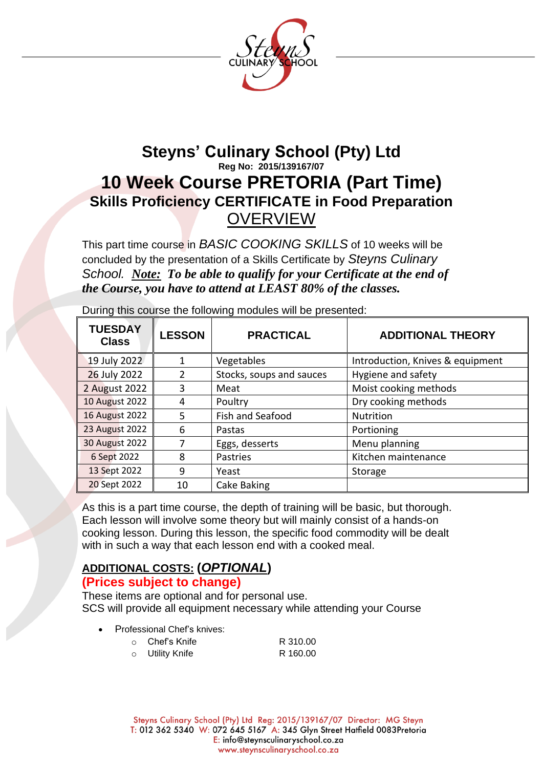# Steyns' Culinary School (Pty) Ltd

**Reg No: 2015/139167/07**

# 10 Week Course PRETORIA (Part Time)

## Skills Proficiency CERTIFICATE in Food Preparation

## OVERVIEW

This part time course in *BASIC COOKING SKILLS* of 10 weeks will be concluded by the presentation of a Skills Certificate by *Steyns Culinary School.* ***Note:*** ***To be able to qualify for your Certificate at the end of the Course, you have to attend at LEAST 80% of the classes.***

During this course the following modules will be presented:

| TUESDAY Class | LESSON | PRACTICAL | ADDITIONAL THEORY |
|---|---|---|---|
| 19 July 2022 | 1 | Vegetables | Introduction, Knives & equipment |
| 26 July 2022 | 2 | Stocks, soups and sauces | Hygiene and safety |
| 2 August 2022 | 3 | Meat | Moist cooking methods |
| 10 August 2022 | 4 | Poultry | Dry cooking methods |
| 16 August 2022 | 5 | Fish and Seafood | Nutrition |
| 23 August 2022 | 6 | Pastas | Portioning |
| 30 August 2022 | 7 | Eggs, desserts | Menu planning |
| 6 Sept 2022 | 8 | Pastries | Kitchen maintenance |
| 13 Sept 2022 | 9 | Yeast | Storage |
| 20 Sept 2022 | 10 | Cake Baking | |

As this is a part time course, the depth of training will be basic, but thorough. Each lesson will involve some theory but will mainly consist of a hands-on cooking lesson. During this lesson, the specific food commodity will be dealt with in such a way that each lesson end with a cooked meal.

### ADDITIONAL COSTS: (*OPTIONAL*)

**(Prices subject to change)**

These items are optional and for personal use.
SCS will provide all equipment necessary while attending your Course

- Professional Chef's knives:
  - Chef's Knife R 310.00
  - Utility Knife R 160.00

Steyns Culinary School (Pty) Ltd Reg: 2015/139167/07 Director: MG Steyn
T: 012 362 5340 W: 072 645 5167 A: 345 Glyn Street Hatfield 0083Pretoria
E: info@steynsculinaryschool.co.za
www.steynsculinaryschool.co.za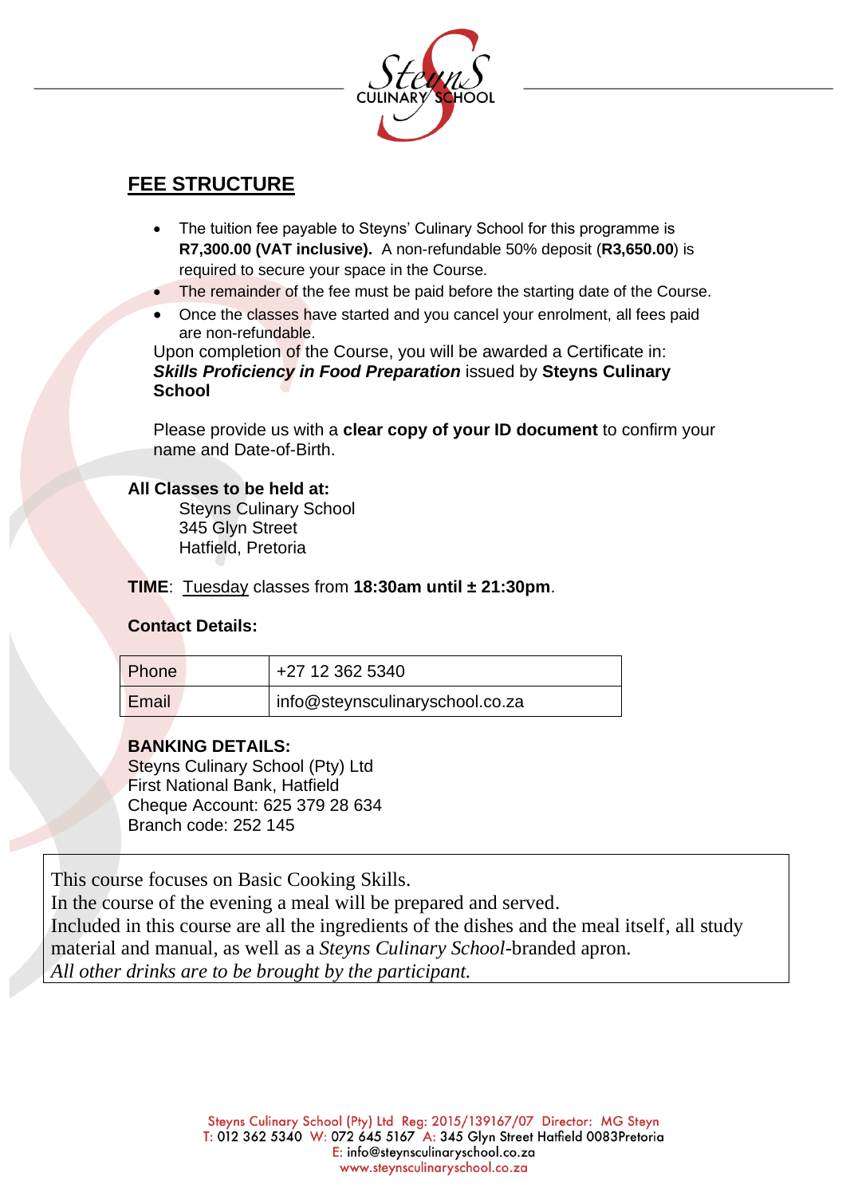## FEE STRUCTURE

- The tuition fee payable to Steyns' Culinary School for this programme is **R7,300.00 (VAT inclusive).** A non-refundable 50% deposit (**R3,650.00**) is required to secure your space in the Course.
- The remainder of the fee must be paid before the starting date of the Course.
- Once the classes have started and you cancel your enrolment, all fees paid are non-refundable.

Upon completion of the Course, you will be awarded a Certificate in: ***Skills Proficiency in Food Preparation*** issued by **Steyns Culinary School**

Please provide us with a **clear copy of your ID document** to confirm your name and Date-of-Birth.

**All Classes to be held at:**
Steyns Culinary School
345 Glyn Street
Hatfield, Pretoria

**TIME**: Tuesday classes from **18:30am until ± 21:30pm**.

**Contact Details:**

| | |
|---|---|
| Phone | +27 12 362 5340 |
| Email | info@steynsculinaryschool.co.za |

**BANKING DETAILS:**
Steyns Culinary School (Pty) Ltd
First National Bank, Hatfield
Cheque Account: 625 379 28 634
Branch code: 252 145

This course focuses on Basic Cooking Skills.
In the course of the evening a meal will be prepared and served.
Included in this course are all the ingredients of the dishes and the meal itself, all study material and manual, as well as a *Steyns Culinary School*-branded apron.
*All other drinks are to be brought by the participant.*

Steyns Culinary School (Pty) Ltd Reg: 2015/139167/07 Director: MG Steyn
T: 012 362 5340 W: 072 645 5167 A: 345 Glyn Street Hatfield 0083Pretoria
E: info@steynsculinaryschool.co.za
www.steynsculinaryschool.co.za